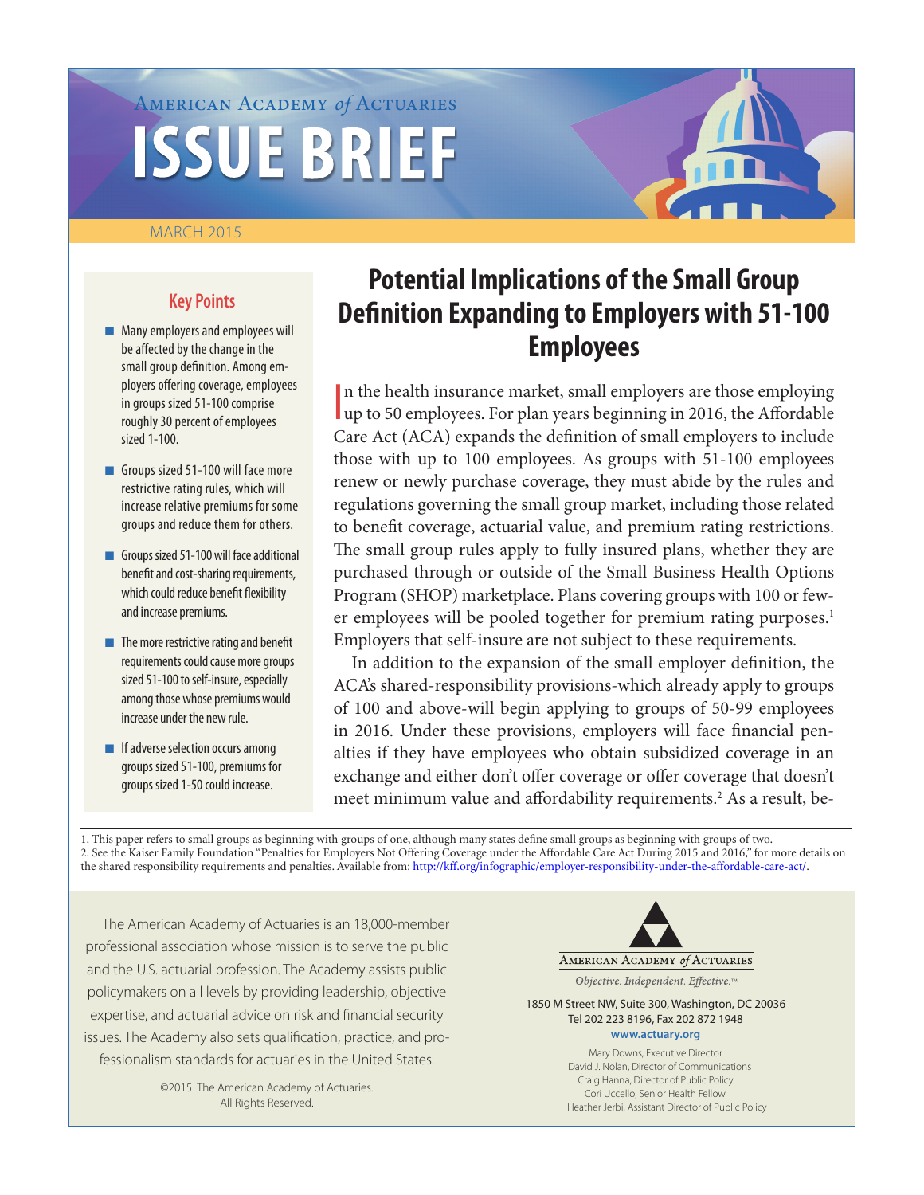AMERICAN ACADEMY *of* ACTUARIES

# ISSUE BRIEF

MARCH 2015

# Potential Implications of the Small Group Definition Expanding to Employers with 51-100 Employees

## Key Points

- Many employers and employees will be affected by the change in the small group definition. Among employers offering coverage, employees in groups sized 51-100 comprise roughly 30 percent of employees sized 1-100.
- Groups sized 51-100 will face more restrictive rating rules, which will increase relative premiums for some groups and reduce them for others.
- Groups sized 51-100 will face additional benefit and cost-sharing requirements, which could reduce benefit flexibility and increase premiums.
- The more restrictive rating and benefit requirements could cause more groups sized 51-100 to self-insure, especially among those whose premiums would increase under the new rule.
- If adverse selection occurs among groups sized 51-100, premiums for groups sized 1-50 could increase.

In the health insurance market, small employers are those employing up to 50 employees. For plan years beginning in 2016, the Affordable Care Act (ACA) expands the definition of small employers to include those with up to 100 employees. As groups with 51-100 employees renew or newly purchase coverage, they must abide by the rules and regulations governing the small group market, including those related to benefit coverage, actuarial value, and premium rating restrictions. The small group rules apply to fully insured plans, whether they are purchased through or outside of the Small Business Health Options Program (SHOP) marketplace. Plans covering groups with 100 or fewer employees will be pooled together for premium rating purposes.[1] Employers that self-insure are not subject to these requirements.

In addition to the expansion of the small employer definition, the ACA's shared-responsibility provisions-which already apply to groups of 100 and above-will begin applying to groups of 50-99 employees in 2016. Under these provisions, employers will face financial penalties if they have employees who obtain subsidized coverage in an exchange and either don't offer coverage or offer coverage that doesn't meet minimum value and affordability requirements.[2] As a result, be-

1. This paper refers to small groups as beginning with groups of one, although many states define small groups as beginning with groups of two.
2. See the Kaiser Family Foundation "Penalties for Employers Not Offering Coverage under the Affordable Care Act During 2015 and 2016," for more details on the shared responsibility requirements and penalties. Available from: http://kff.org/infographic/employer-responsibility-under-the-affordable-care-act/.

The American Academy of Actuaries is an 18,000-member professional association whose mission is to serve the public and the U.S. actuarial profession. The Academy assists public policymakers on all levels by providing leadership, objective expertise, and actuarial advice on risk and financial security issues. The Academy also sets qualification, practice, and professionalism standards for actuaries in the United States.

©2015 The American Academy of Actuaries. All Rights Reserved.

AMERICAN ACADEMY *of* ACTUARIES

*Objective. Independent. Effective.™*

1850 M Street NW, Suite 300, Washington, DC 20036
Tel 202 223 8196, Fax 202 872 1948
**www.actuary.org**

Mary Downs, Executive Director
David J. Nolan, Director of Communications
Craig Hanna, Director of Public Policy
Cori Uccello, Senior Health Fellow
Heather Jerbi, Assistant Director of Public Policy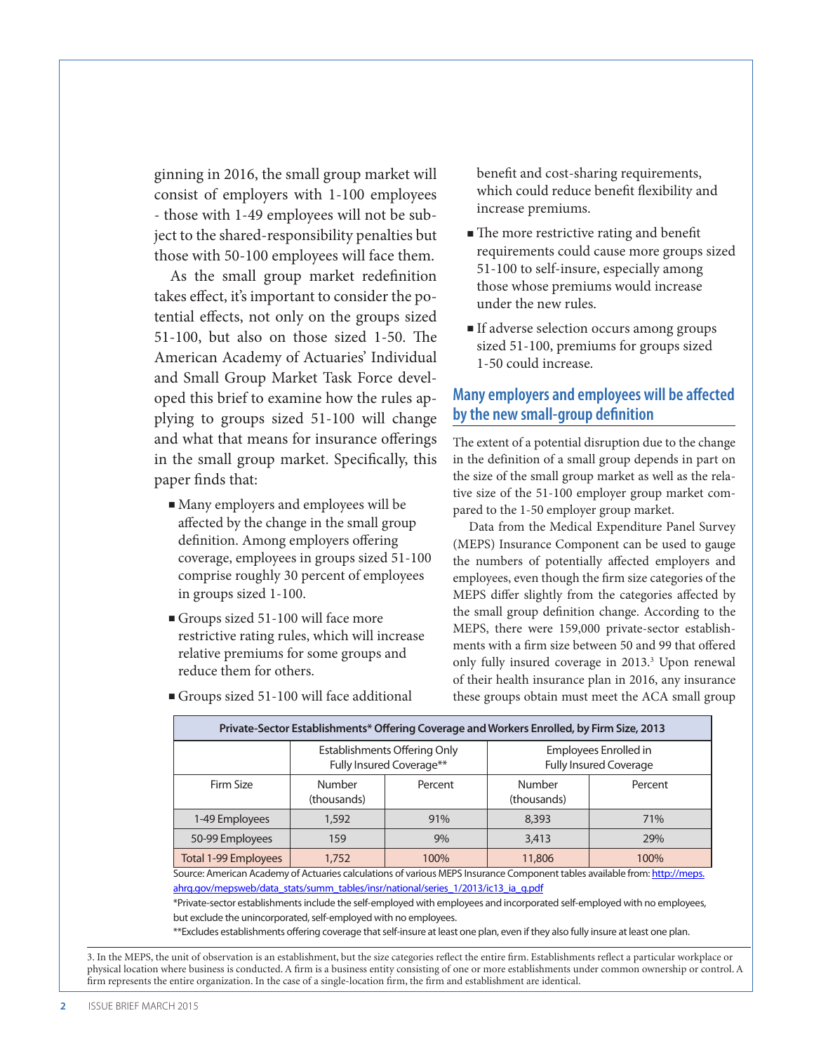ginning in 2016, the small group market will consist of employers with 1-100 employees - those with 1-49 employees will not be subject to the shared-responsibility penalties but those with 50-100 employees will face them.

As the small group market redefinition takes effect, it's important to consider the potential effects, not only on the groups sized 51-100, but also on those sized 1-50. The American Academy of Actuaries' Individual and Small Group Market Task Force developed this brief to examine how the rules applying to groups sized 51-100 will change and what that means for insurance offerings in the small group market. Specifically, this paper finds that:

- Many employers and employees will be affected by the change in the small group definition. Among employers offering coverage, employees in groups sized 51-100 comprise roughly 30 percent of employees in groups sized 1-100.
- Groups sized 51-100 will face more restrictive rating rules, which will increase relative premiums for some groups and reduce them for others.
- Groups sized 51-100 will face additional benefit and cost-sharing requirements, which could reduce benefit flexibility and increase premiums.
- The more restrictive rating and benefit requirements could cause more groups sized 51-100 to self-insure, especially among those whose premiums would increase under the new rules.
- If adverse selection occurs among groups sized 51-100, premiums for groups sized 1-50 could increase.

## Many employers and employees will be affected by the new small-group definition

The extent of a potential disruption due to the change in the definition of a small group depends in part on the size of the small group market as well as the relative size of the 51-100 employer group market compared to the 1-50 employer group market.

Data from the Medical Expenditure Panel Survey (MEPS) Insurance Component can be used to gauge the numbers of potentially affected employers and employees, even though the firm size categories of the MEPS differ slightly from the categories affected by the small group definition change. According to the MEPS, there were 159,000 private-sector establishments with a firm size between 50 and 99 that offered only fully insured coverage in 2013.[3] Upon renewal of their health insurance plan in 2016, any insurance these groups obtain must meet the ACA small group

**Private-Sector Establishments* Offering Coverage and Workers Enrolled, by Firm Size, 2013**

| | Establishments Offering Only Fully Insured Coverage** | | Employees Enrolled in Fully Insured Coverage | |
|---|---|---|---|---|
| Firm Size | Number (thousands) | Percent | Number (thousands) | Percent |
| 1-49 Employees | 1,592 | 91% | 8,393 | 71% |
| 50-99 Employees | 159 | 9% | 3,413 | 29% |
| Total 1-99 Employees | 1,752 | 100% | 11,806 | 100% |

Source: American Academy of Actuaries calculations of various MEPS Insurance Component tables available from: http://meps.ahrq.gov/mepsweb/data_stats/summ_tables/insr/national/series_1/2013/ic13_ia_g.pdf

*Private-sector establishments include the self-employed with employees and incorporated self-employed with no employees, but exclude the unincorporated, self-employed with no employees.

**Excludes establishments offering coverage that self-insure at least one plan, even if they also fully insure at least one plan.

3. In the MEPS, the unit of observation is an establishment, but the size categories reflect the entire firm. Establishments reflect a particular workplace or physical location where business is conducted. A firm is a business entity consisting of one or more establishments under common ownership or control. A firm represents the entire organization. In the case of a single-location firm, the firm and establishment are identical.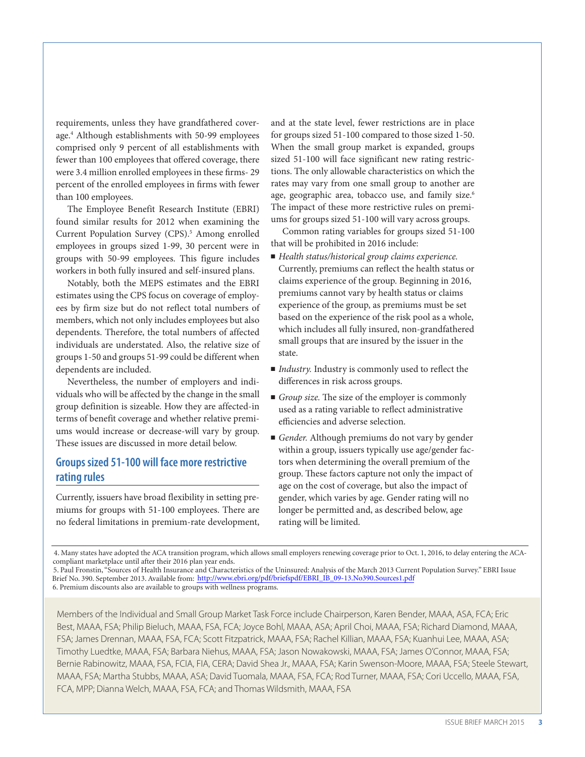requirements, unless they have grandfathered coverage.[4] Although establishments with 50-99 employees comprised only 9 percent of all establishments with fewer than 100 employees that offered coverage, there were 3.4 million enrolled employees in these firms- 29 percent of the enrolled employees in firms with fewer than 100 employees.

The Employee Benefit Research Institute (EBRI) found similar results for 2012 when examining the Current Population Survey (CPS).[5] Among enrolled employees in groups sized 1-99, 30 percent were in groups with 50-99 employees. This figure includes workers in both fully insured and self-insured plans.

Notably, both the MEPS estimates and the EBRI estimates using the CPS focus on coverage of employees by firm size but do not reflect total numbers of members, which not only includes employees but also dependents. Therefore, the total numbers of affected individuals are understated. Also, the relative size of groups 1-50 and groups 51-99 could be different when dependents are included.

Nevertheless, the number of employers and individuals who will be affected by the change in the small group definition is sizeable. How they are affected-in terms of benefit coverage and whether relative premiums would increase or decrease-will vary by group. These issues are discussed in more detail below.

## Groups sized 51-100 will face more restrictive rating rules

Currently, issuers have broad flexibility in setting premiums for groups with 51-100 employees. There are no federal limitations in premium-rate development, and at the state level, fewer restrictions are in place for groups sized 51-100 compared to those sized 1-50. When the small group market is expanded, groups sized 51-100 will face significant new rating restrictions. The only allowable characteristics on which the rates may vary from one small group to another are age, geographic area, tobacco use, and family size.[6] The impact of these more restrictive rules on premiums for groups sized 51-100 will vary across groups.

Common rating variables for groups sized 51-100 that will be prohibited in 2016 include:

- *Health status/historical group claims experience.* Currently, premiums can reflect the health status or claims experience of the group. Beginning in 2016, premiums cannot vary by health status or claims experience of the group, as premiums must be set based on the experience of the risk pool as a whole, which includes all fully insured, non-grandfathered small groups that are insured by the issuer in the state.
- *Industry.* Industry is commonly used to reflect the differences in risk across groups.
- *Group size.* The size of the employer is commonly used as a rating variable to reflect administrative efficiencies and adverse selection.
- *Gender.* Although premiums do not vary by gender within a group, issuers typically use age/gender factors when determining the overall premium of the group. These factors capture not only the impact of age on the cost of coverage, but also the impact of gender, which varies by age. Gender rating will no longer be permitted and, as described below, age rating will be limited.

---

4. Many states have adopted the ACA transition program, which allows small employers renewing coverage prior to Oct. 1, 2016, to delay entering the ACA-compliant marketplace until after their 2016 plan year ends.

5. Paul Fronstin, "Sources of Health Insurance and Characteristics of the Uninsured: Analysis of the March 2013 Current Population Survey." EBRI Issue Brief No. 390. September 2013. Available from: http://www.ebri.org/pdf/briefspdf/EBRI_IB_09-13.No390.Sources1.pdf

6. Premium discounts also are available to groups with wellness programs.

Members of the Individual and Small Group Market Task Force include Chairperson, Karen Bender, MAAA, ASA, FCA; Eric Best, MAAA, FSA; Philip Bieluch, MAAA, FSA, FCA; Joyce Bohl, MAAA, ASA; April Choi, MAAA, FSA; Richard Diamond, MAAA, FSA; James Drennan, MAAA, FSA, FCA; Scott Fitzpatrick, MAAA, FSA; Rachel Killian, MAAA, FSA; Kuanhui Lee, MAAA, ASA; Timothy Luedtke, MAAA, FSA; Barbara Niehus, MAAA, FSA; Jason Nowakowski, MAAA, FSA; James O'Connor, MAAA, FSA; Bernie Rabinowitz, MAAA, FSA, FCIA, FIA, CERA; David Shea Jr., MAAA, FSA; Karin Swenson-Moore, MAAA, FSA; Steele Stewart, MAAA, FSA; Martha Stubbs, MAAA, ASA; David Tuomala, MAAA, FSA, FCA; Rod Turner, MAAA, FSA; Cori Uccello, MAAA, FSA, FCA, MPP; Dianna Welch, MAAA, FSA, FCA; and Thomas Wildsmith, MAAA, FSA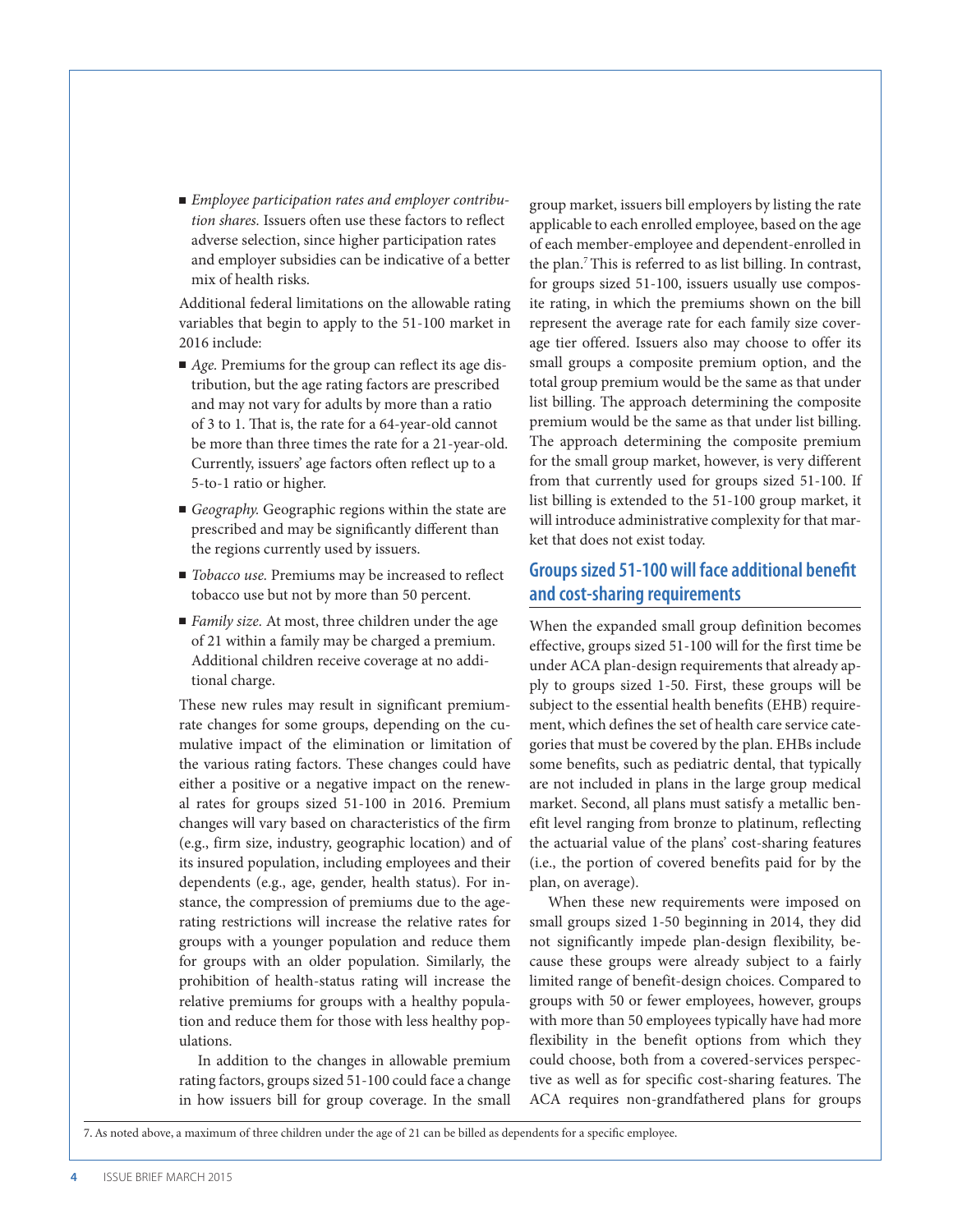- *Employee participation rates and employer contribution shares.* Issuers often use these factors to reflect adverse selection, since higher participation rates and employer subsidies can be indicative of a better mix of health risks.

Additional federal limitations on the allowable rating variables that begin to apply to the 51-100 market in 2016 include:

- *Age.* Premiums for the group can reflect its age distribution, but the age rating factors are prescribed and may not vary for adults by more than a ratio of 3 to 1. That is, the rate for a 64-year-old cannot be more than three times the rate for a 21-year-old. Currently, issuers' age factors often reflect up to a 5-to-1 ratio or higher.
- *Geography.* Geographic regions within the state are prescribed and may be significantly different than the regions currently used by issuers.
- *Tobacco use.* Premiums may be increased to reflect tobacco use but not by more than 50 percent.
- *Family size.* At most, three children under the age of 21 within a family may be charged a premium. Additional children receive coverage at no additional charge.

These new rules may result in significant premium-rate changes for some groups, depending on the cumulative impact of the elimination or limitation of the various rating factors. These changes could have either a positive or a negative impact on the renewal rates for groups sized 51-100 in 2016. Premium changes will vary based on characteristics of the firm (e.g., firm size, industry, geographic location) and of its insured population, including employees and their dependents (e.g., age, gender, health status). For instance, the compression of premiums due to the age-rating restrictions will increase the relative rates for groups with a younger population and reduce them for groups with an older population. Similarly, the prohibition of health-status rating will increase the relative premiums for groups with a healthy population and reduce them for those with less healthy populations.

In addition to the changes in allowable premium rating factors, groups sized 51-100 could face a change in how issuers bill for group coverage. In the small group market, issuers bill employers by listing the rate applicable to each enrolled employee, based on the age of each member-employee and dependent-enrolled in the plan.[7] This is referred to as list billing. In contrast, for groups sized 51-100, issuers usually use composite rating, in which the premiums shown on the bill represent the average rate for each family size coverage tier offered. Issuers also may choose to offer its small groups a composite premium option, and the total group premium would be the same as that under list billing. The approach determining the composite premium would be the same as that under list billing. The approach determining the composite premium for the small group market, however, is very different from that currently used for groups sized 51-100. If list billing is extended to the 51-100 group market, it will introduce administrative complexity for that market that does not exist today.

## Groups sized 51-100 will face additional benefit and cost-sharing requirements

When the expanded small group definition becomes effective, groups sized 51-100 will for the first time be under ACA plan-design requirements that already apply to groups sized 1-50. First, these groups will be subject to the essential health benefits (EHB) requirement, which defines the set of health care service categories that must be covered by the plan. EHBs include some benefits, such as pediatric dental, that typically are not included in plans in the large group medical market. Second, all plans must satisfy a metallic benefit level ranging from bronze to platinum, reflecting the actuarial value of the plans' cost-sharing features (i.e., the portion of covered benefits paid for by the plan, on average).

When these new requirements were imposed on small groups sized 1-50 beginning in 2014, they did not significantly impede plan-design flexibility, because these groups were already subject to a fairly limited range of benefit-design choices. Compared to groups with 50 or fewer employees, however, groups with more than 50 employees typically have had more flexibility in the benefit options from which they could choose, both from a covered-services perspective as well as for specific cost-sharing features. The ACA requires non-grandfathered plans for groups

7. As noted above, a maximum of three children under the age of 21 can be billed as dependents for a specific employee.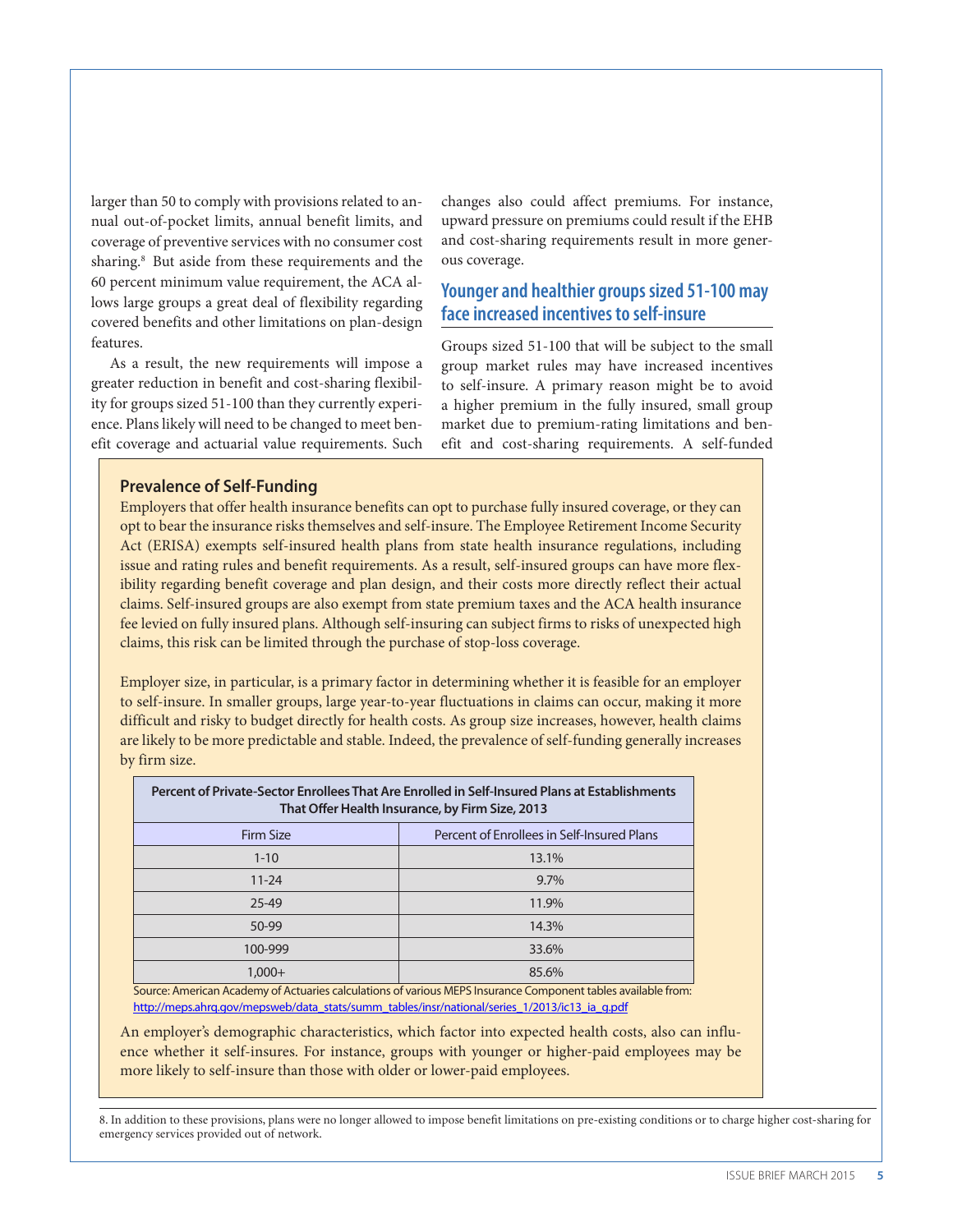larger than 50 to comply with provisions related to annual out-of-pocket limits, annual benefit limits, and coverage of preventive services with no consumer cost sharing.[8] But aside from these requirements and the 60 percent minimum value requirement, the ACA allows large groups a great deal of flexibility regarding covered benefits and other limitations on plan-design features.

As a result, the new requirements will impose a greater reduction in benefit and cost-sharing flexibility for groups sized 51-100 than they currently experience. Plans likely will need to be changed to meet benefit coverage and actuarial value requirements. Such changes also could affect premiums. For instance, upward pressure on premiums could result if the EHB and cost-sharing requirements result in more generous coverage.

## Younger and healthier groups sized 51-100 may face increased incentives to self-insure

Groups sized 51-100 that will be subject to the small group market rules may have increased incentives to self-insure. A primary reason might be to avoid a higher premium in the fully insured, small group market due to premium-rating limitations and benefit and cost-sharing requirements. A self-funded

### Prevalence of Self-Funding

Employers that offer health insurance benefits can opt to purchase fully insured coverage, or they can opt to bear the insurance risks themselves and self-insure. The Employee Retirement Income Security Act (ERISA) exempts self-insured health plans from state health insurance regulations, including issue and rating rules and benefit requirements. As a result, self-insured groups can have more flexibility regarding benefit coverage and plan design, and their costs more directly reflect their actual claims. Self-insured groups are also exempt from state premium taxes and the ACA health insurance fee levied on fully insured plans. Although self-insuring can subject firms to risks of unexpected high claims, this risk can be limited through the purchase of stop-loss coverage.

Employer size, in particular, is a primary factor in determining whether it is feasible for an employer to self-insure. In smaller groups, large year-to-year fluctuations in claims can occur, making it more difficult and risky to budget directly for health costs. As group size increases, however, health claims are likely to be more predictable and stable. Indeed, the prevalence of self-funding generally increases by firm size.

**Percent of Private-Sector Enrollees That Are Enrolled in Self-Insured Plans at Establishments That Offer Health Insurance, by Firm Size, 2013**

| Firm Size | Percent of Enrollees in Self-Insured Plans |
|---|---|
| 1-10 | 13.1% |
| 11-24 | 9.7% |
| 25-49 | 11.9% |
| 50-99 | 14.3% |
| 100-999 | 33.6% |
| 1,000+ | 85.6% |

Source: American Academy of Actuaries calculations of various MEPS Insurance Component tables available from: http://meps.ahrq.gov/mepsweb/data_stats/summ_tables/insr/national/series_1/2013/ic13_ia_g.pdf

An employer's demographic characteristics, which factor into expected health costs, also can influence whether it self-insures. For instance, groups with younger or higher-paid employees may be more likely to self-insure than those with older or lower-paid employees.

8. In addition to these provisions, plans were no longer allowed to impose benefit limitations on pre-existing conditions or to charge higher cost-sharing for emergency services provided out of network.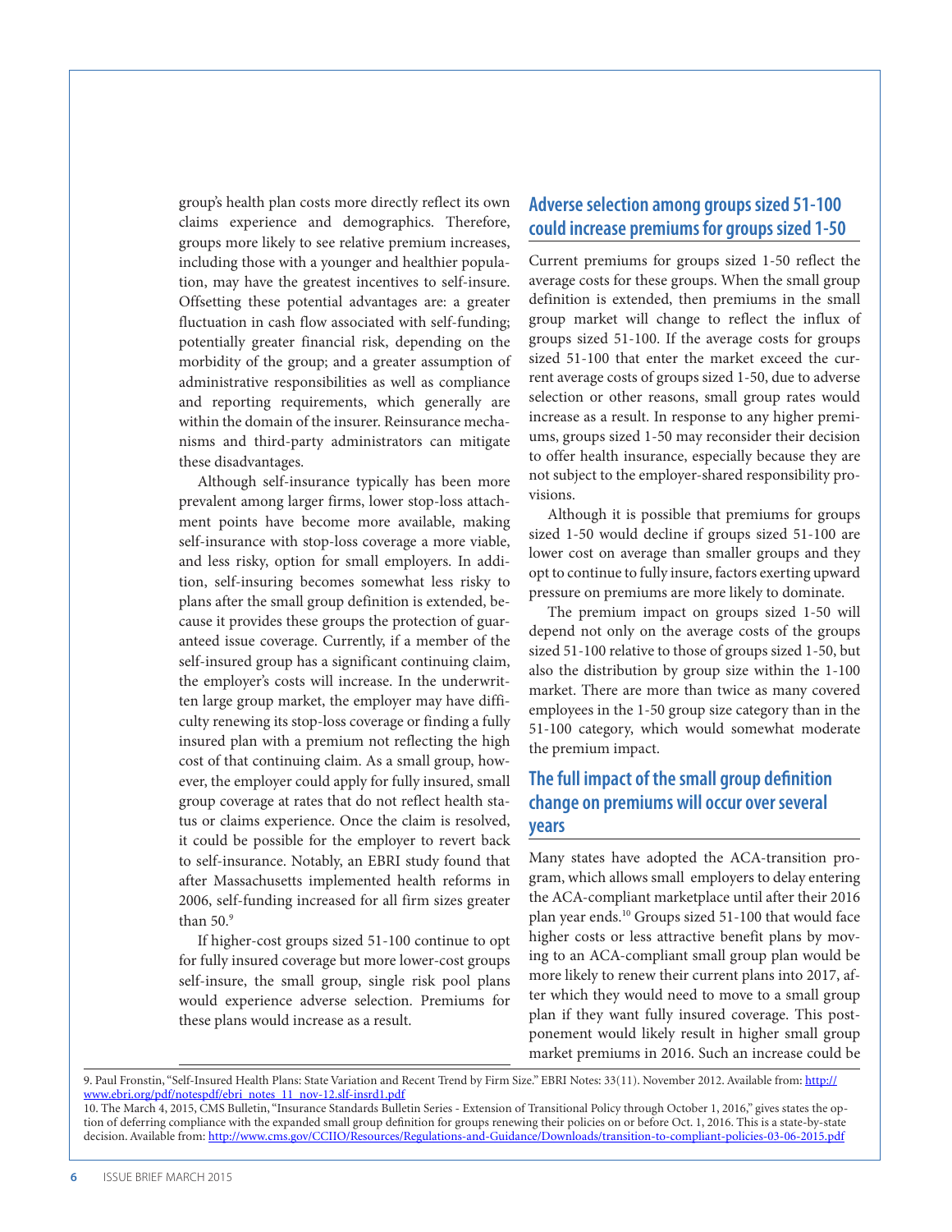group's health plan costs more directly reflect its own claims experience and demographics. Therefore, groups more likely to see relative premium increases, including those with a younger and healthier population, may have the greatest incentives to self-insure. Offsetting these potential advantages are: a greater fluctuation in cash flow associated with self-funding; potentially greater financial risk, depending on the morbidity of the group; and a greater assumption of administrative responsibilities as well as compliance and reporting requirements, which generally are within the domain of the insurer. Reinsurance mechanisms and third-party administrators can mitigate these disadvantages.

Although self-insurance typically has been more prevalent among larger firms, lower stop-loss attachment points have become more available, making self-insurance with stop-loss coverage a more viable, and less risky, option for small employers. In addition, self-insuring becomes somewhat less risky to plans after the small group definition is extended, because it provides these groups the protection of guaranteed issue coverage. Currently, if a member of the self-insured group has a significant continuing claim, the employer's costs will increase. In the underwritten large group market, the employer may have difficulty renewing its stop-loss coverage or finding a fully insured plan with a premium not reflecting the high cost of that continuing claim. As a small group, however, the employer could apply for fully insured, small group coverage at rates that do not reflect health status or claims experience. Once the claim is resolved, it could be possible for the employer to revert back to self-insurance. Notably, an EBRI study found that after Massachusetts implemented health reforms in 2006, self-funding increased for all firm sizes greater than 50.[9]

If higher-cost groups sized 51-100 continue to opt for fully insured coverage but more lower-cost groups self-insure, the small group, single risk pool plans would experience adverse selection. Premiums for these plans would increase as a result.

## Adverse selection among groups sized 51-100 could increase premiums for groups sized 1-50

Current premiums for groups sized 1-50 reflect the average costs for these groups. When the small group definition is extended, then premiums in the small group market will change to reflect the influx of groups sized 51-100. If the average costs for groups sized 51-100 that enter the market exceed the current average costs of groups sized 1-50, due to adverse selection or other reasons, small group rates would increase as a result. In response to any higher premiums, groups sized 1-50 may reconsider their decision to offer health insurance, especially because they are not subject to the employer-shared responsibility provisions.

Although it is possible that premiums for groups sized 1-50 would decline if groups sized 51-100 are lower cost on average than smaller groups and they opt to continue to fully insure, factors exerting upward pressure on premiums are more likely to dominate.

The premium impact on groups sized 1-50 will depend not only on the average costs of the groups sized 51-100 relative to those of groups sized 1-50, but also the distribution by group size within the 1-100 market. There are more than twice as many covered employees in the 1-50 group size category than in the 51-100 category, which would somewhat moderate the premium impact.

## The full impact of the small group definition change on premiums will occur over several years

Many states have adopted the ACA-transition program, which allows small employers to delay entering the ACA-compliant marketplace until after their 2016 plan year ends.[10] Groups sized 51-100 that would face higher costs or less attractive benefit plans by moving to an ACA-compliant small group plan would be more likely to renew their current plans into 2017, after which they would need to move to a small group plan if they want fully insured coverage. This postponement would likely result in higher small group market premiums in 2016. Such an increase could be

9. Paul Fronstin, "Self-Insured Health Plans: State Variation and Recent Trend by Firm Size." EBRI Notes: 33(11). November 2012. Available from: http://www.ebri.org/pdf/notespdf/ebri_notes_11_nov-12.slf-insrd1.pdf

10. The March 4, 2015, CMS Bulletin, "Insurance Standards Bulletin Series - Extension of Transitional Policy through October 1, 2016," gives states the option of deferring compliance with the expanded small group definition for groups renewing their policies on or before Oct. 1, 2016. This is a state-by-state decision. Available from: http://www.cms.gov/CCIIO/Resources/Regulations-and-Guidance/Downloads/transition-to-compliant-policies-03-06-2015.pdf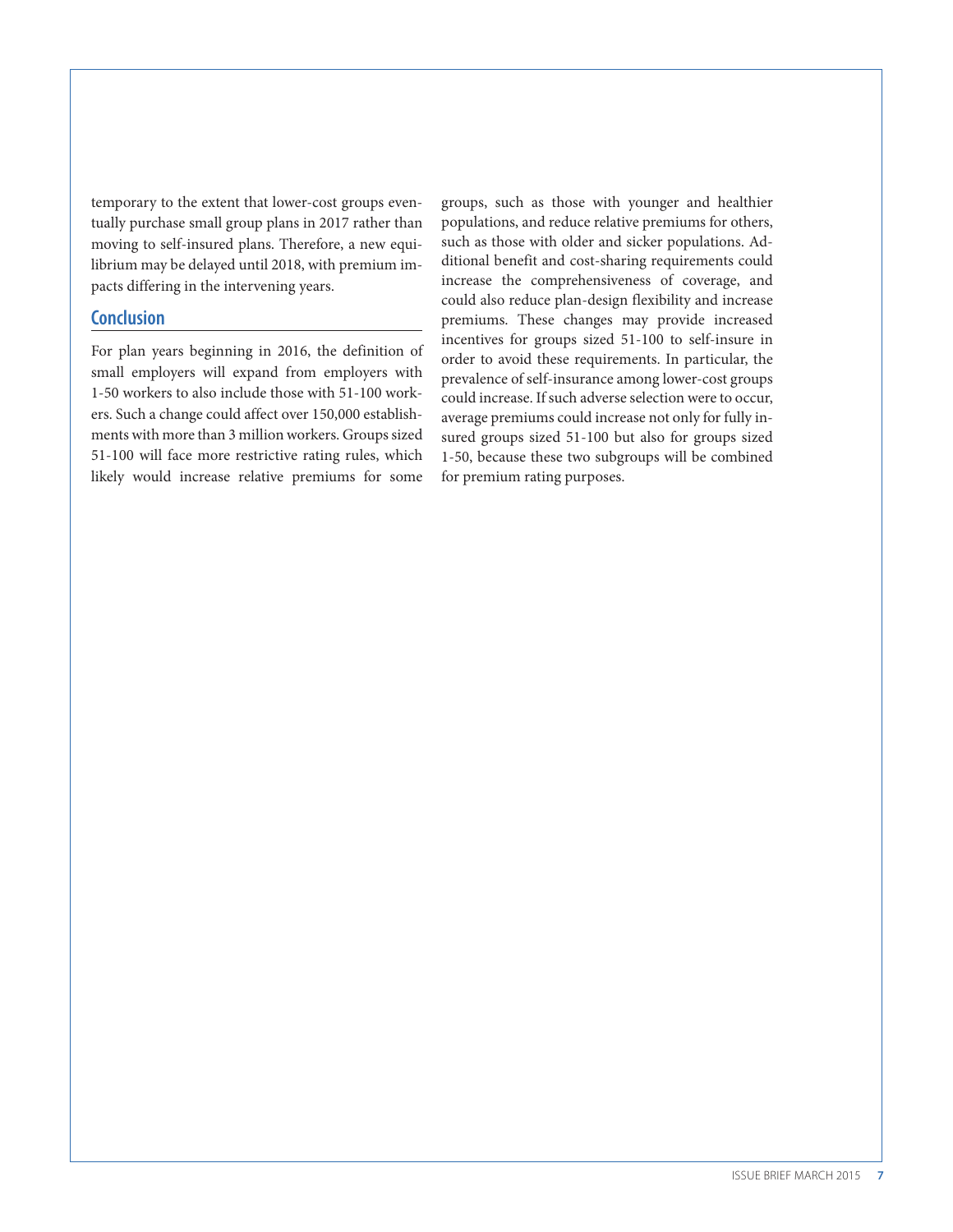temporary to the extent that lower-cost groups eventually purchase small group plans in 2017 rather than moving to self-insured plans. Therefore, a new equilibrium may be delayed until 2018, with premium impacts differing in the intervening years.

## Conclusion

For plan years beginning in 2016, the definition of small employers will expand from employers with 1-50 workers to also include those with 51-100 workers. Such a change could affect over 150,000 establishments with more than 3 million workers. Groups sized 51-100 will face more restrictive rating rules, which likely would increase relative premiums for some groups, such as those with younger and healthier populations, and reduce relative premiums for others, such as those with older and sicker populations. Additional benefit and cost-sharing requirements could increase the comprehensiveness of coverage, and could also reduce plan-design flexibility and increase premiums. These changes may provide increased incentives for groups sized 51-100 to self-insure in order to avoid these requirements. In particular, the prevalence of self-insurance among lower-cost groups could increase. If such adverse selection were to occur, average premiums could increase not only for fully insured groups sized 51-100 but also for groups sized 1-50, because these two subgroups will be combined for premium rating purposes.